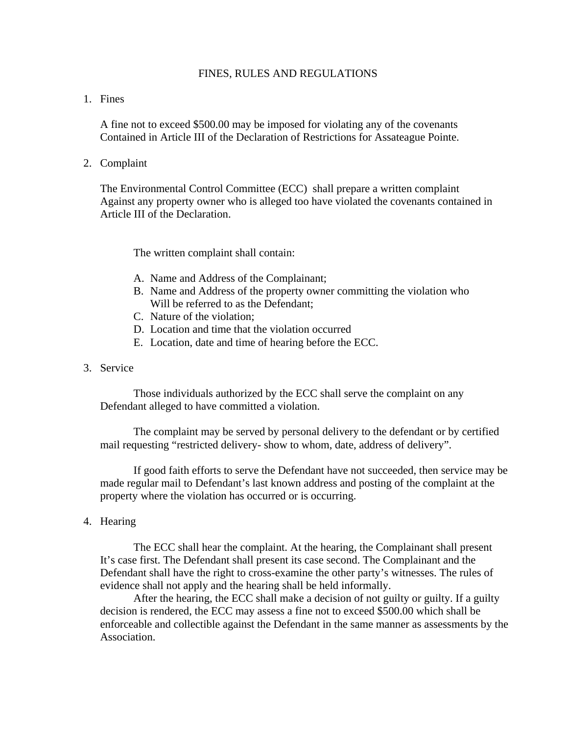# FINES, RULES AND REGULATIONS

1. Fines

   A fine not to exceed $500.00 may be imposed for violating any of the covenants Contained in Article III of the Declaration of Restrictions for Assateague Pointe.

2. Complaint

   The Environmental Control Committee (ECC) shall prepare a written complaint Against any property owner who is alleged too have violated the covenants contained in Article III of the Declaration.

   The written complaint shall contain:

   A. Name and Address of the Complainant;
   B. Name and Address of the property owner committing the violation who Will be referred to as the Defendant;
   C. Nature of the violation;
   D. Location and time that the violation occurred
   E. Location, date and time of hearing before the ECC.

3. Service

   Those individuals authorized by the ECC shall serve the complaint on any Defendant alleged to have committed a violation.

   The complaint may be served by personal delivery to the defendant or by certified mail requesting "restricted delivery- show to whom, date, address of delivery".

   If good faith efforts to serve the Defendant have not succeeded, then service may be made regular mail to Defendant's last known address and posting of the complaint at the property where the violation has occurred or is occurring.

4. Hearing

   The ECC shall hear the complaint. At the hearing, the Complainant shall present It's case first. The Defendant shall present its case second. The Complainant and the Defendant shall have the right to cross-examine the other party's witnesses. The rules of evidence shall not apply and the hearing shall be held informally.

   After the hearing, the ECC shall make a decision of not guilty or guilty. If a guilty decision is rendered, the ECC may assess a fine not to exceed $500.00 which shall be enforceable and collectible against the Defendant in the same manner as assessments by the Association.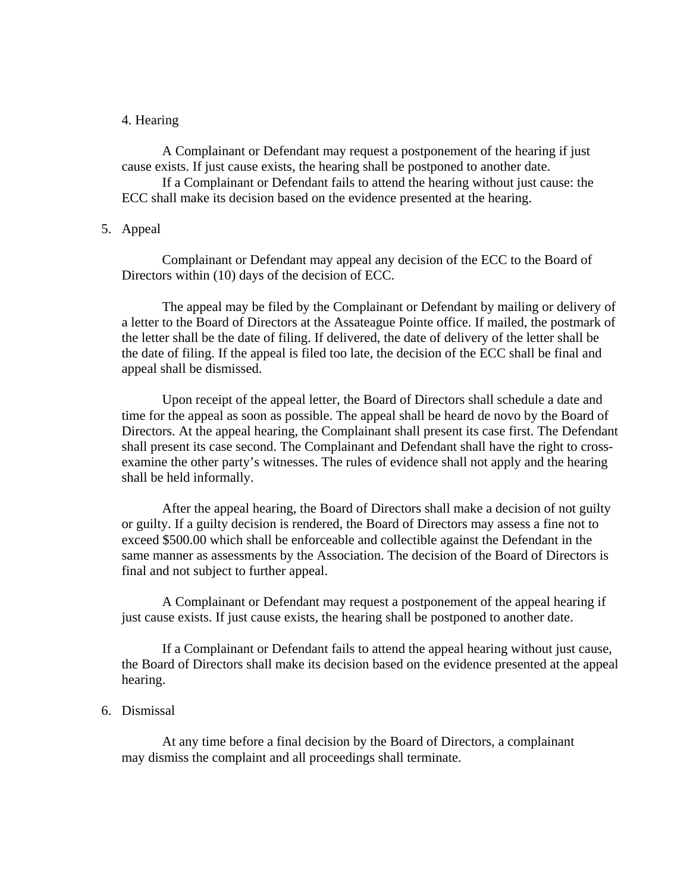4. Hearing

A Complainant or Defendant may request a postponement of the hearing if just cause exists. If just cause exists, the hearing shall be postponed to another date.

If a Complainant or Defendant fails to attend the hearing without just cause: the ECC shall make its decision based on the evidence presented at the hearing.

5. Appeal

Complainant or Defendant may appeal any decision of the ECC to the Board of Directors within (10) days of the decision of ECC.

The appeal may be filed by the Complainant or Defendant by mailing or delivery of a letter to the Board of Directors at the Assateague Pointe office. If mailed, the postmark of the letter shall be the date of filing. If delivered, the date of delivery of the letter shall be the date of filing. If the appeal is filed too late, the decision of the ECC shall be final and appeal shall be dismissed.

Upon receipt of the appeal letter, the Board of Directors shall schedule a date and time for the appeal as soon as possible. The appeal shall be heard de novo by the Board of Directors. At the appeal hearing, the Complainant shall present its case first. The Defendant shall present its case second. The Complainant and Defendant shall have the right to cross-examine the other party's witnesses. The rules of evidence shall not apply and the hearing shall be held informally.

After the appeal hearing, the Board of Directors shall make a decision of not guilty or guilty. If a guilty decision is rendered, the Board of Directors may assess a fine not to exceed $500.00 which shall be enforceable and collectible against the Defendant in the same manner as assessments by the Association. The decision of the Board of Directors is final and not subject to further appeal.

A Complainant or Defendant may request a postponement of the appeal hearing if just cause exists. If just cause exists, the hearing shall be postponed to another date.

If a Complainant or Defendant fails to attend the appeal hearing without just cause, the Board of Directors shall make its decision based on the evidence presented at the appeal hearing.

6. Dismissal

At any time before a final decision by the Board of Directors, a complainant may dismiss the complaint and all proceedings shall terminate.